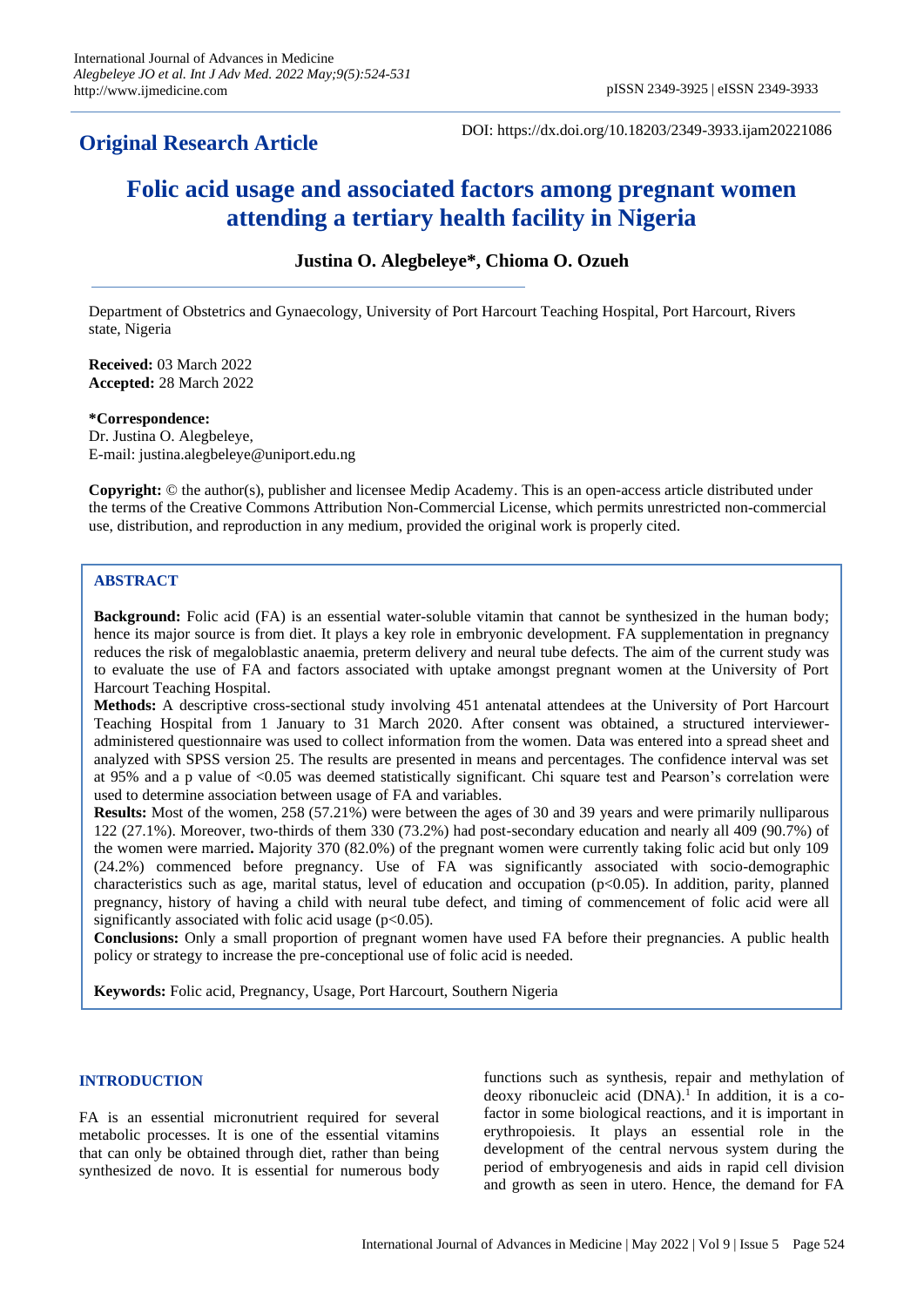**Original Research Article**

DOI: https://dx.doi.org/10.18203/2349-3933.ijam20221086

# Folic acid usage and associated factors among pregnant women attending a tertiary health facility in Nigeria

**Justina O. Alegbeleye*, Chioma O. Ozueh**

Department of Obstetrics and Gynaecology, University of Port Harcourt Teaching Hospital, Port Harcourt, Rivers state, Nigeria

**Received:** 03 March 2022
**Accepted:** 28 March 2022

***Correspondence:**
Dr. Justina O. Alegbeleye,
E-mail: justina.alegbeleye@uniport.edu.ng

**Copyright:** © the author(s), publisher and licensee Medip Academy. This is an open-access article distributed under the terms of the Creative Commons Attribution Non-Commercial License, which permits unrestricted non-commercial use, distribution, and reproduction in any medium, provided the original work is properly cited.

## ABSTRACT

**Background:** Folic acid (FA) is an essential water-soluble vitamin that cannot be synthesized in the human body; hence its major source is from diet. It plays a key role in embryonic development. FA supplementation in pregnancy reduces the risk of megaloblastic anaemia, preterm delivery and neural tube defects. The aim of the current study was to evaluate the use of FA and factors associated with uptake amongst pregnant women at the University of Port Harcourt Teaching Hospital.

**Methods:** A descriptive cross-sectional study involving 451 antenatal attendees at the University of Port Harcourt Teaching Hospital from 1 January to 31 March 2020. After consent was obtained, a structured interviewer-administered questionnaire was used to collect information from the women. Data was entered into a spread sheet and analyzed with SPSS version 25. The results are presented in means and percentages. The confidence interval was set at 95% and a p value of <0.05 was deemed statistically significant. Chi square test and Pearson's correlation were used to determine association between usage of FA and variables.

**Results:** Most of the women, 258 (57.21%) were between the ages of 30 and 39 years and were primarily nulliparous 122 (27.1%). Moreover, two-thirds of them 330 (73.2%) had post-secondary education and nearly all 409 (90.7%) of the women were married**.** Majority 370 (82.0%) of the pregnant women were currently taking folic acid but only 109 (24.2%) commenced before pregnancy. Use of FA was significantly associated with socio-demographic characteristics such as age, marital status, level of education and occupation ($p<0.05$). In addition, parity, planned pregnancy, history of having a child with neural tube defect, and timing of commencement of folic acid were all significantly associated with folic acid usage ($p<0.05$).

**Conclusions:** Only a small proportion of pregnant women have used FA before their pregnancies. A public health policy or strategy to increase the pre-conceptional use of folic acid is needed.

**Keywords:** Folic acid, Pregnancy, Usage, Port Harcourt, Southern Nigeria

## INTRODUCTION

FA is an essential micronutrient required for several metabolic processes. It is one of the essential vitamins that can only be obtained through diet, rather than being synthesized de novo. It is essential for numerous body functions such as synthesis, repair and methylation of deoxy ribonucleic acid (DNA).[1] In addition, it is a co-factor in some biological reactions, and it is important in erythropoiesis. It plays an essential role in the development of the central nervous system during the period of embryogenesis and aids in rapid cell division and growth as seen in utero. Hence, the demand for FA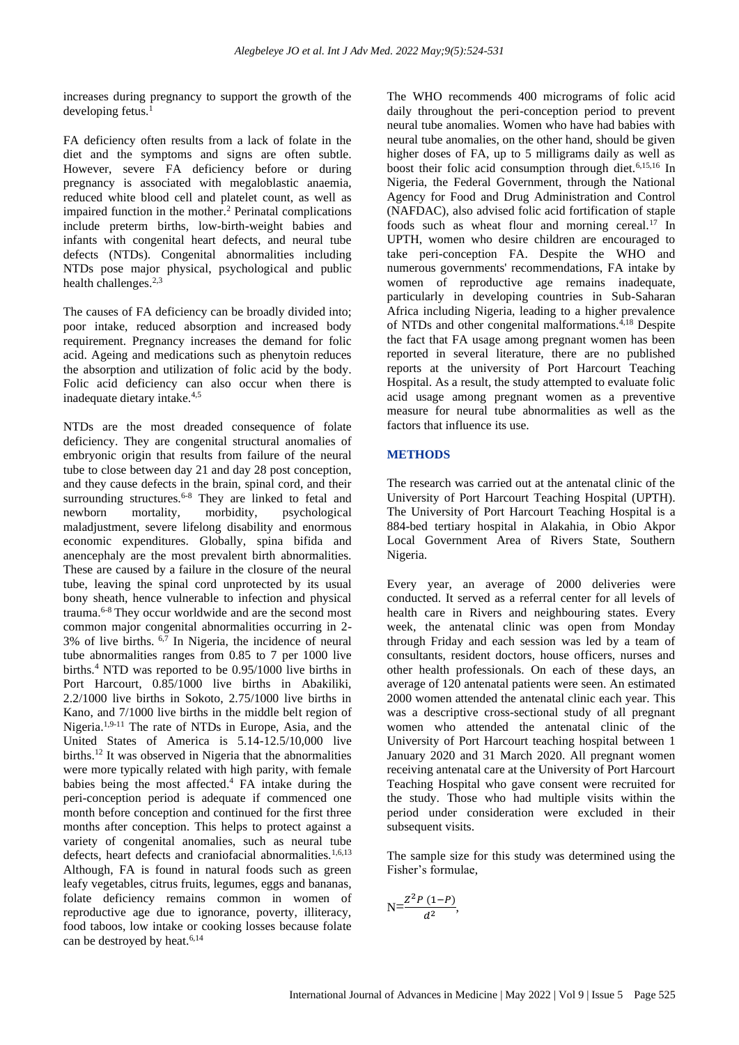increases during pregnancy to support the growth of the developing fetus.[1]

FA deficiency often results from a lack of folate in the diet and the symptoms and signs are often subtle. However, severe FA deficiency before or during pregnancy is associated with megaloblastic anaemia, reduced white blood cell and platelet count, as well as impaired function in the mother.[2] Perinatal complications include preterm births, low-birth-weight babies and infants with congenital heart defects, and neural tube defects (NTDs). Congenital abnormalities including NTDs pose major physical, psychological and public health challenges.[2,3]

The causes of FA deficiency can be broadly divided into; poor intake, reduced absorption and increased body requirement. Pregnancy increases the demand for folic acid. Ageing and medications such as phenytoin reduces the absorption and utilization of folic acid by the body. Folic acid deficiency can also occur when there is inadequate dietary intake.[4,5]

NTDs are the most dreaded consequence of folate deficiency. They are congenital structural anomalies of embryonic origin that results from failure of the neural tube to close between day 21 and day 28 post conception, and they cause defects in the brain, spinal cord, and their surrounding structures.[6-8] They are linked to fetal and newborn mortality, morbidity, psychological maladjustment, severe lifelong disability and enormous economic expenditures. Globally, spina bifida and anencephaly are the most prevalent birth abnormalities. These are caused by a failure in the closure of the neural tube, leaving the spinal cord unprotected by its usual bony sheath, hence vulnerable to infection and physical trauma.[6-8] They occur worldwide and are the second most common major congenital abnormalities occurring in 2-3% of live births. [6,7] In Nigeria, the incidence of neural tube abnormalities ranges from 0.85 to 7 per 1000 live births.[4] NTD was reported to be 0.95/1000 live births in Port Harcourt, 0.85/1000 live births in Abakiliki, 2.2/1000 live births in Sokoto, 2.75/1000 live births in Kano, and 7/1000 live births in the middle belt region of Nigeria.[1,9-11] The rate of NTDs in Europe, Asia, and the United States of America is 5.14-12.5/10,000 live births.[12] It was observed in Nigeria that the abnormalities were more typically related with high parity, with female babies being the most affected.[4] FA intake during the peri-conception period is adequate if commenced one month before conception and continued for the first three months after conception. This helps to protect against a variety of congenital anomalies, such as neural tube defects, heart defects and craniofacial abnormalities.[1,6,13] Although, FA is found in natural foods such as green leafy vegetables, citrus fruits, legumes, eggs and bananas, folate deficiency remains common in women of reproductive age due to ignorance, poverty, illiteracy, food taboos, low intake or cooking losses because folate can be destroyed by heat.[6,14]

The WHO recommends 400 micrograms of folic acid daily throughout the peri-conception period to prevent neural tube anomalies. Women who have had babies with neural tube anomalies, on the other hand, should be given higher doses of FA, up to 5 milligrams daily as well as boost their folic acid consumption through diet.[6,15,16] In Nigeria, the Federal Government, through the National Agency for Food and Drug Administration and Control (NAFDAC), also advised folic acid fortification of staple foods such as wheat flour and morning cereal.[17] In UPTH, women who desire children are encouraged to take peri-conception FA. Despite the WHO and numerous governments' recommendations, FA intake by women of reproductive age remains inadequate, particularly in developing countries in Sub-Saharan Africa including Nigeria, leading to a higher prevalence of NTDs and other congenital malformations.[4,18] Despite the fact that FA usage among pregnant women has been reported in several literature, there are no published reports at the university of Port Harcourt Teaching Hospital. As a result, the study attempted to evaluate folic acid usage among pregnant women as a preventive measure for neural tube abnormalities as well as the factors that influence its use.

## METHODS

The research was carried out at the antenatal clinic of the University of Port Harcourt Teaching Hospital (UPTH). The University of Port Harcourt Teaching Hospital is a 884-bed tertiary hospital in Alakahia, in Obio Akpor Local Government Area of Rivers State, Southern Nigeria.

Every year, an average of 2000 deliveries were conducted. It served as a referral center for all levels of health care in Rivers and neighbouring states. Every week, the antenatal clinic was open from Monday through Friday and each session was led by a team of consultants, resident doctors, house officers, nurses and other health professionals. On each of these days, an average of 120 antenatal patients were seen. An estimated 2000 women attended the antenatal clinic each year. This was a descriptive cross-sectional study of all pregnant women who attended the antenatal clinic of the University of Port Harcourt teaching hospital between 1 January 2020 and 31 March 2020. All pregnant women receiving antenatal care at the University of Port Harcourt Teaching Hospital who gave consent were recruited for the study. Those who had multiple visits within the period under consideration were excluded in their subsequent visits.

The sample size for this study was determined using the Fisher's formulae,

$$N=\frac{Z^2 P\,(1-P)}{d^2},$$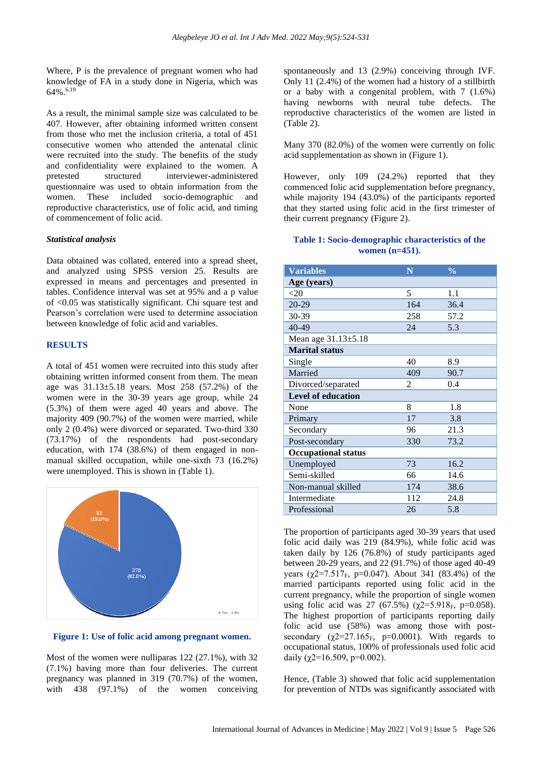Where, P is the prevalence of pregnant women who had knowledge of FA in a study done in Nigeria, which was 64%.[6,19]

As a result, the minimal sample size was calculated to be 407. However, after obtaining informed written consent from those who met the inclusion criteria, a total of 451 consecutive women who attended the antenatal clinic were recruited into the study. The benefits of the study and confidentiality were explained to the women. A pretested structured interviewer-administered questionnaire was used to obtain information from the women. These included socio-demographic and reproductive characteristics, use of folic acid, and timing of commencement of folic acid.

### *Statistical analysis*

Data obtained was collated, entered into a spread sheet, and analyzed using SPSS version 25. Results are expressed in means and percentages and presented in tables. Confidence interval was set at 95% and a p value of <0.05 was statistically significant. Chi square test and Pearson's correlation were used to determine association between knowledge of folic acid and variables.

## RESULTS

A total of 451 women were recruited into this study after obtaining written informed consent from them. The mean age was 31.13±5.18 years. Most 258 (57.2%) of the women were in the 30-39 years age group, while 24 (5.3%) of them were aged 40 years and above. The majority 409 (90.7%) of the women were married, while only 2 (0.4%) were divorced or separated. Two-third 330 (73.17%) of the respondents had post-secondary education, with 174 (38.6%) of them engaged in non-manual skilled occupation, while one-sixth 73 (16.2%) were unemployed. This is shown in (Table 1).

**Figure 1: Use of folic acid among pregnant women.**

Most of the women were nulliparas 122 (27.1%), with 32 (7.1%) having more than four deliveries. The current pregnancy was planned in 319 (70.7%) of the women, with 438 (97.1%) of the women conceiving spontaneously and 13 (2.9%) conceiving through IVF. Only 11 (2.4%) of the women had a history of a stillbirth or a baby with a congenital problem, with 7 (1.6%) having newborns with neural tube defects. The reproductive characteristics of the women are listed in (Table 2).

Many 370 (82.0%) of the women were currently on folic acid supplementation as shown in (Figure 1).

However, only 109 (24.2%) reported that they commenced folic acid supplementation before pregnancy, while majority 194 (43.0%) of the participants reported that they started using folic acid in the first trimester of their current pregnancy (Figure 2).

**Table 1: Socio-demographic characteristics of the women (n=451).**

| Variables | N | % |
|---|---|---|
| **Age (years)** | | |
| <20 | 5 | 1.1 |
| 20-29 | 164 | 36.4 |
| 30-39 | 258 | 57.2 |
| 40-49 | 24 | 5.3 |
| Mean age 31.13±5.18 | | |
| **Marital status** | | |
| Single | 40 | 8.9 |
| Married | 409 | 90.7 |
| Divorced/separated | 2 | 0.4 |
| **Level of education** | | |
| None | 8 | 1.8 |
| Primary | 17 | 3.8 |
| Secondary | 96 | 21.3 |
| Post-secondary | 330 | 73.2 |
| **Occupational status** | | |
| Unemployed | 73 | 16.2 |
| Semi-skilled | 66 | 14.6 |
| Non-manual skilled | 174 | 38.6 |
| Intermediate | 112 | 24.8 |
| Professional | 26 | 5.8 |

The proportion of participants aged 30-39 years that used folic acid daily was 219 (84.9%), while folic acid was taken daily by 126 (76.8%) of study participants aged between 20-29 years, and 22 (91.7%) of those aged 40-49 years ($\chi^2$=7.517$_F$, p=0.047). About 341 (83.4%) of the married participants reported using folic acid in the current pregnancy, while the proportion of single women using folic acid was 27 (67.5%) ($\chi^2$=5.918$_F$, p=0.058). The highest proportion of participants reporting daily folic acid use (58%) was among those with post-secondary ($\chi^2$=27.165$_F$, p=0.0001). With regards to occupational status, 100% of professionals used folic acid daily ($\chi^2$=16.509, p=0.002).

Hence, (Table 3) showed that folic acid supplementation for prevention of NTDs was significantly associated with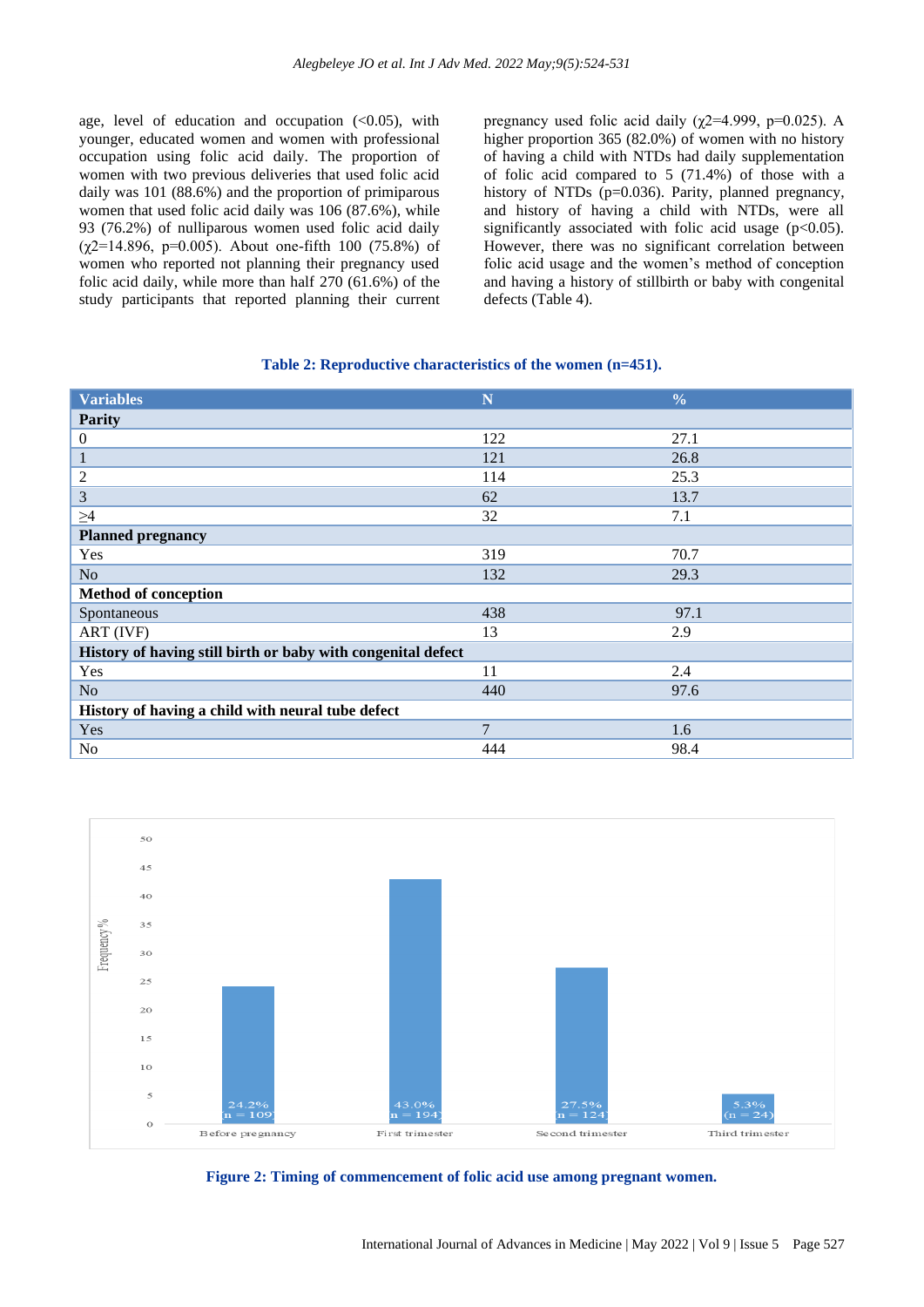age, level of education and occupation (<0.05), with younger, educated women and women with professional occupation using folic acid daily. The proportion of women with two previous deliveries that used folic acid daily was 101 (88.6%) and the proportion of primiparous women that used folic acid daily was 106 (87.6%), while 93 (76.2%) of nulliparous women used folic acid daily ($\chi^2$=14.896, p=0.005). About one-fifth 100 (75.8%) of women who reported not planning their pregnancy used folic acid daily, while more than half 270 (61.6%) of the study participants that reported planning their current pregnancy used folic acid daily ($\chi^2$=4.999, p=0.025). A higher proportion 365 (82.0%) of women with no history of having a child with NTDs had daily supplementation of folic acid compared to 5 (71.4%) of those with a history of NTDs (p=0.036). Parity, planned pregnancy, and history of having a child with NTDs, were all significantly associated with folic acid usage (p<0.05). However, there was no significant correlation between folic acid usage and the women's method of conception and having a history of stillbirth or baby with congenital defects (Table 4).

**Table 2: Reproductive characteristics of the women (n=451).**

| Variables | N | % |
|---|---|---|
| **Parity** | | |
| 0 | 122 | 27.1 |
| 1 | 121 | 26.8 |
| 2 | 114 | 25.3 |
| 3 | 62 | 13.7 |
| ≥4 | 32 | 7.1 |
| **Planned pregnancy** | | |
| Yes | 319 | 70.7 |
| No | 132 | 29.3 |
| **Method of conception** | | |
| Spontaneous | 438 | 97.1 |
| ART (IVF) | 13 | 2.9 |
| **History of having still birth or baby with congenital defect** | | |
| Yes | 11 | 2.4 |
| No | 440 | 97.6 |
| **History of having a child with neural tube defect** | | |
| Yes | 7 | 1.6 |
| No | 444 | 98.4 |

**Figure 2: Timing of commencement of folic acid use among pregnant women.**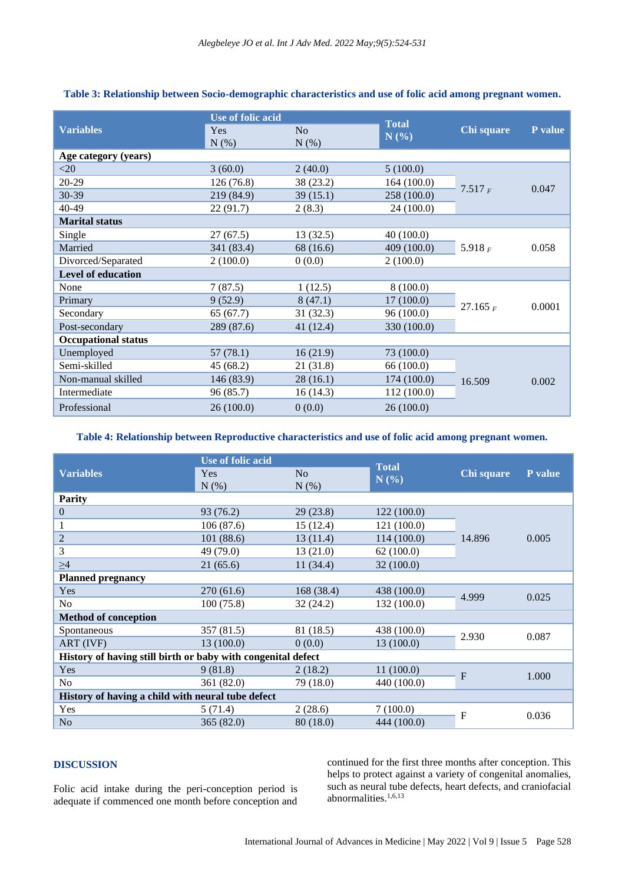**Table 3: Relationship between Socio-demographic characteristics and use of folic acid among pregnant women.**

| Variables | Use of folic acid | | Total N (%) | Chi square | P value |
|---|---|---|---|---|---|
| | Yes N (%) | No N (%) | | | |
| **Age category (years)** | | | | | |
| <20 | 3 (60.0) | 2 (40.0) | 5 (100.0) | $7.517_F$ | 0.047 |
| 20-29 | 126 (76.8) | 38 (23.2) | 164 (100.0) | | |
| 30-39 | 219 (84.9) | 39 (15.1) | 258 (100.0) | | |
| 40-49 | 22 (91.7) | 2 (8.3) | 24 (100.0) | | |
| **Marital status** | | | | | |
| Single | 27 (67.5) | 13 (32.5) | 40 (100.0) | $5.918_F$ | 0.058 |
| Married | 341 (83.4) | 68 (16.6) | 409 (100.0) | | |
| Divorced/Separated | 2 (100.0) | 0 (0.0) | 2 (100.0) | | |
| **Level of education** | | | | | |
| None | 7 (87.5) | 1 (12.5) | 8 (100.0) | $27.165_F$ | 0.0001 |
| Primary | 9 (52.9) | 8 (47.1) | 17 (100.0) | | |
| Secondary | 65 (67.7) | 31 (32.3) | 96 (100.0) | | |
| Post-secondary | 289 (87.6) | 41 (12.4) | 330 (100.0) | | |
| **Occupational status** | | | | | |
| Unemployed | 57 (78.1) | 16 (21.9) | 73 (100.0) | 16.509 | 0.002 |
| Semi-skilled | 45 (68.2) | 21 (31.8) | 66 (100.0) | | |
| Non-manual skilled | 146 (83.9) | 28 (16.1) | 174 (100.0) | | |
| Intermediate | 96 (85.7) | 16 (14.3) | 112 (100.0) | | |
| Professional | 26 (100.0) | 0 (0.0) | 26 (100.0) | | |

**Table 4: Relationship between Reproductive characteristics and use of folic acid among pregnant women.**

| Variables | Use of folic acid | | Total N (%) | Chi square | P value |
|---|---|---|---|---|---|
| | Yes N (%) | No N (%) | | | |
| **Parity** | | | | | |
| 0 | 93 (76.2) | 29 (23.8) | 122 (100.0) | 14.896 | 0.005 |
| 1 | 106 (87.6) | 15 (12.4) | 121 (100.0) | | |
| 2 | 101 (88.6) | 13 (11.4) | 114 (100.0) | | |
| 3 | 49 (79.0) | 13 (21.0) | 62 (100.0) | | |
| ≥4 | 21 (65.6) | 11 (34.4) | 32 (100.0) | | |
| **Planned pregnancy** | | | | | |
| Yes | 270 (61.6) | 168 (38.4) | 438 (100.0) | 4.999 | 0.025 |
| No | 100 (75.8) | 32 (24.2) | 132 (100.0) | | |
| **Method of conception** | | | | | |
| Spontaneous | 357 (81.5) | 81 (18.5) | 438 (100.0) | 2.930 | 0.087 |
| ART (IVF) | 13 (100.0) | 0 (0.0) | 13 (100.0) | | |
| **History of having still birth or baby with congenital defect** | | | | | |
| Yes | 9 (81.8) | 2 (18.2) | 11 (100.0) | F | 1.000 |
| No | 361 (82.0) | 79 (18.0) | 440 (100.0) | | |
| **History of having a child with neural tube defect** | | | | | |
| Yes | 5 (71.4) | 2 (28.6) | 7 (100.0) | F | 0.036 |
| No | 365 (82.0) | 80 (18.0) | 444 (100.0) | | |

## DISCUSSION

Folic acid intake during the peri-conception period is adequate if commenced one month before conception and continued for the first three months after conception. This helps to protect against a variety of congenital anomalies, such as neural tube defects, heart defects, and craniofacial abnormalities.[1,6,13]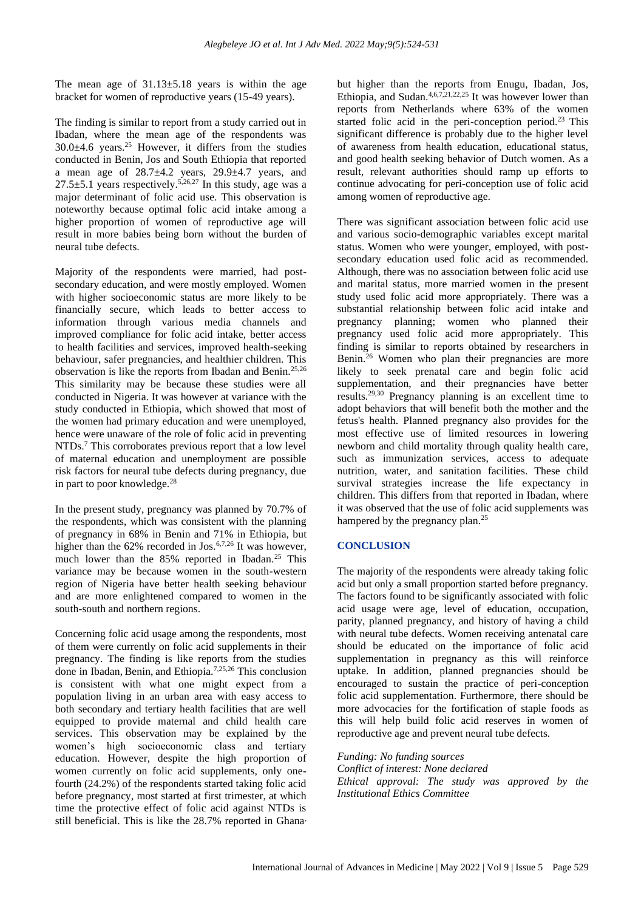The mean age of 31.13±5.18 years is within the age bracket for women of reproductive years (15-49 years).

The finding is similar to report from a study carried out in Ibadan, where the mean age of the respondents was 30.0±4.6 years.[25] However, it differs from the studies conducted in Benin, Jos and South Ethiopia that reported a mean age of 28.7±4.2 years, 29.9±4.7 years, and 27.5±5.1 years respectively.[5,26,27] In this study, age was a major determinant of folic acid use. This observation is noteworthy because optimal folic acid intake among a higher proportion of women of reproductive age will result in more babies being born without the burden of neural tube defects.

Majority of the respondents were married, had post-secondary education, and were mostly employed. Women with higher socioeconomic status are more likely to be financially secure, which leads to better access to information through various media channels and improved compliance for folic acid intake, better access to health facilities and services, improved health-seeking behaviour, safer pregnancies, and healthier children. This observation is like the reports from Ibadan and Benin.[25,26] This similarity may be because these studies were all conducted in Nigeria. It was however at variance with the study conducted in Ethiopia, which showed that most of the women had primary education and were unemployed, hence were unaware of the role of folic acid in preventing NTDs.[7] This corroborates previous report that a low level of maternal education and unemployment are possible risk factors for neural tube defects during pregnancy, due in part to poor knowledge.[28]

In the present study, pregnancy was planned by 70.7% of the respondents, which was consistent with the planning of pregnancy in 68% in Benin and 71% in Ethiopia, but higher than the 62% recorded in Jos.[6,7,26] It was however, much lower than the 85% reported in Ibadan.[25] This variance may be because women in the south-western region of Nigeria have better health seeking behaviour and are more enlightened compared to women in the south-south and northern regions.

Concerning folic acid usage among the respondents, most of them were currently on folic acid supplements in their pregnancy. The finding is like reports from the studies done in Ibadan, Benin, and Ethiopia.[7,25,26] This conclusion is consistent with what one might expect from a population living in an urban area with easy access to both secondary and tertiary health facilities that are well equipped to provide maternal and child health care services. This observation may be explained by the women's high socioeconomic class and tertiary education. However, despite the high proportion of women currently on folic acid supplements, only one-fourth (24.2%) of the respondents started taking folic acid before pregnancy, most started at first trimester, at which time the protective effect of folic acid against NTDs is still beneficial. This is like the 28.7% reported in Ghana, but higher than the reports from Enugu, Ibadan, Jos, Ethiopia, and Sudan.[4,6,7,21,22,25] It was however lower than reports from Netherlands where 63% of the women started folic acid in the peri-conception period.[23] This significant difference is probably due to the higher level of awareness from health education, educational status, and good health seeking behavior of Dutch women. As a result, relevant authorities should ramp up efforts to continue advocating for peri-conception use of folic acid among women of reproductive age.

There was significant association between folic acid use and various socio-demographic variables except marital status. Women who were younger, employed, with post-secondary education used folic acid as recommended. Although, there was no association between folic acid use and marital status, more married women in the present study used folic acid more appropriately. There was a substantial relationship between folic acid intake and pregnancy planning; women who planned their pregnancy used folic acid more appropriately. This finding is similar to reports obtained by researchers in Benin.[26] Women who plan their pregnancies are more likely to seek prenatal care and begin folic acid supplementation, and their pregnancies have better results.[29,30] Pregnancy planning is an excellent time to adopt behaviors that will benefit both the mother and the fetus's health. Planned pregnancy also provides for the most effective use of limited resources in lowering newborn and child mortality through quality health care, such as immunization services, access to adequate nutrition, water, and sanitation facilities. These child survival strategies increase the life expectancy in children. This differs from that reported in Ibadan, where it was observed that the use of folic acid supplements was hampered by the pregnancy plan.[25]

## CONCLUSION

The majority of the respondents were already taking folic acid but only a small proportion started before pregnancy. The factors found to be significantly associated with folic acid usage were age, level of education, occupation, parity, planned pregnancy, and history of having a child with neural tube defects. Women receiving antenatal care should be educated on the importance of folic acid supplementation in pregnancy as this will reinforce uptake. In addition, planned pregnancies should be encouraged to sustain the practice of peri-conception folic acid supplementation. Furthermore, there should be more advocacies for the fortification of staple foods as this will help build folic acid reserves in women of reproductive age and prevent neural tube defects.

*Funding: No funding sources*
*Conflict of interest: None declared*
*Ethical approval: The study was approved by the Institutional Ethics Committee*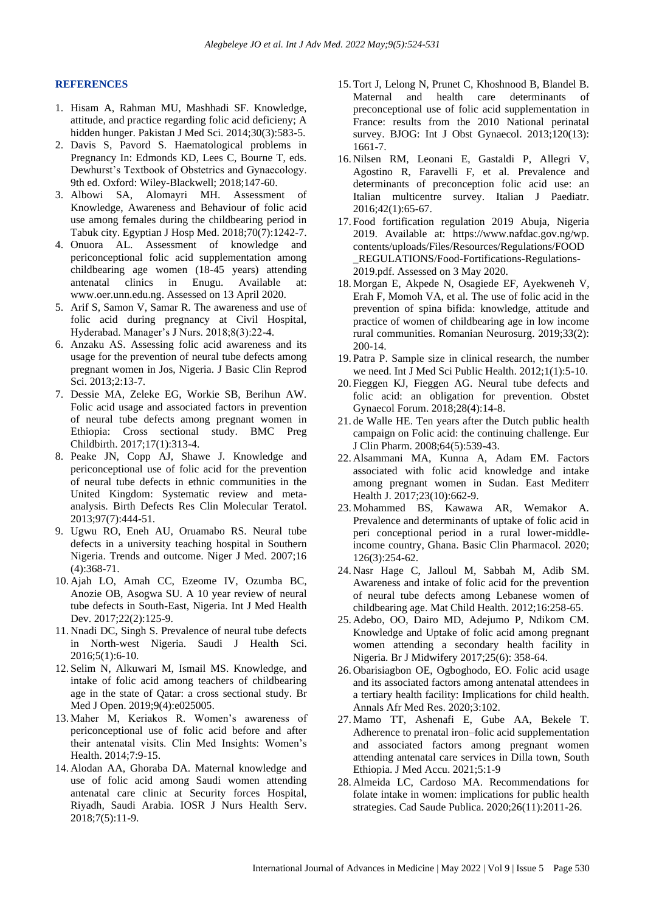## REFERENCES

1. Hisam A, Rahman MU, Mashhadi SF. Knowledge, attitude, and practice regarding folic acid deficieny; A hidden hunger. Pakistan J Med Sci. 2014;30(3):583-5.
2. Davis S, Pavord S. Haematological problems in Pregnancy In: Edmonds KD, Lees C, Bourne T, eds. Dewhurst's Textbook of Obstetrics and Gynaecology. 9th ed. Oxford: Wiley-Blackwell; 2018;147-60.
3. Albowi SA, Alomayri MH. Assessment of Knowledge, Awareness and Behaviour of folic acid use among females during the childbearing period in Tabuk city. Egyptian J Hosp Med. 2018;70(7):1242-7.
4. Onuora AL. Assessment of knowledge and periconceptional folic acid supplementation among childbearing age women (18-45 years) attending antenatal clinics in Enugu. Available at: www.oer.unn.edu.ng. Assessed on 13 April 2020.
5. Arif S, Samon V, Samar R. The awareness and use of folic acid during pregnancy at Civil Hospital, Hyderabad. Manager's J Nurs. 2018;8(3):22-4.
6. Anzaku AS. Assessing folic acid awareness and its usage for the prevention of neural tube defects among pregnant women in Jos, Nigeria. J Basic Clin Reprod Sci. 2013;2:13-7.
7. Dessie MA, Zeleke EG, Workie SB, Berihun AW. Folic acid usage and associated factors in prevention of neural tube defects among pregnant women in Ethiopia: Cross sectional study. BMC Preg Childbirth. 2017;17(1):313-4.
8. Peake JN, Copp AJ, Shawe J. Knowledge and periconceptional use of folic acid for the prevention of neural tube defects in ethnic communities in the United Kingdom: Systematic review and meta-analysis. Birth Defects Res Clin Molecular Teratol. 2013;97(7):444-51.
9. Ugwu RO, Eneh AU, Oruamabo RS. Neural tube defects in a university teaching hospital in Southern Nigeria. Trends and outcome. Niger J Med. 2007;16 (4):368-71.
10. Ajah LO, Amah CC, Ezeome IV, Ozumba BC, Anozie OB, Asogwa SU. A 10 year review of neural tube defects in South-East, Nigeria. Int J Med Health Dev. 2017;22(2):125-9.
11. Nnadi DC, Singh S. Prevalence of neural tube defects in North-west Nigeria. Saudi J Health Sci. 2016;5(1):6-10.
12. Selim N, Alkuwari M, Ismail MS. Knowledge, and intake of folic acid among teachers of childbearing age in the state of Qatar: a cross sectional study. Br Med J Open. 2019;9(4):e025005.
13. Maher M, Keriakos R. Women's awareness of periconceptional use of folic acid before and after their antenatal visits. Clin Med Insights: Women's Health. 2014;7:9-15.
14. Alodan AA, Ghoraba DA. Maternal knowledge and use of folic acid among Saudi women attending antenatal care clinic at Security forces Hospital, Riyadh, Saudi Arabia. IOSR J Nurs Health Serv. 2018;7(5):11-9.
15. Tort J, Lelong N, Prunet C, Khoshnood B, Blandel B. Maternal and health care determinants of preconceptional use of folic acid supplementation in France: results from the 2010 National perinatal survey. BJOG: Int J Obst Gynaecol. 2013;120(13): 1661-7.
16. Nilsen RM, Leonani E, Gastaldi P, Allegri V, Agostino R, Faravelli F, et al. Prevalence and determinants of preconception folic acid use: an Italian multicentre survey. Italian J Paediatr. 2016;42(1):65-67.
17. Food fortification regulation 2019 Abuja, Nigeria 2019. Available at: https://www.nafdac.gov.ng/wp.contents/uploads/Files/Resources/Regulations/FOOD_REGULATIONS/Food-Fortifications-Regulations-2019.pdf. Assessed on 3 May 2020.
18. Morgan E, Akpede N, Osagiede EF, Ayekweneh V, Erah F, Momoh VA, et al. The use of folic acid in the prevention of spina bifida: knowledge, attitude and practice of women of childbearing age in low income rural communities. Romanian Neurosurg. 2019;33(2): 200-14.
19. Patra P. Sample size in clinical research, the number we need. Int J Med Sci Public Health. 2012;1(1):5-10.
20. Fieggen KJ, Fieggen AG. Neural tube defects and folic acid: an obligation for prevention. Obstet Gynaecol Forum. 2018;28(4):14-8.
21. de Walle HE. Ten years after the Dutch public health campaign on Folic acid: the continuing challenge. Eur J Clin Pharm. 2008;64(5):539-43.
22. Alsammani MA, Kunna A, Adam EM. Factors associated with folic acid knowledge and intake among pregnant women in Sudan. East Mediterr Health J. 2017;23(10):662-9.
23. Mohammed BS, Kawawa AR, Wemakor A. Prevalence and determinants of uptake of folic acid in peri conceptional period in a rural lower-middle-income country, Ghana. Basic Clin Pharmacol. 2020; 126(3):254-62.
24. Nasr Hage C, Jalloul M, Sabbah M, Adib SM. Awareness and intake of folic acid for the prevention of neural tube defects among Lebanese women of childbearing age. Mat Child Health. 2012;16:258-65.
25. Adebo, OO, Dairo MD, Adejumo P, Ndikom CM. Knowledge and Uptake of folic acid among pregnant women attending a secondary health facility in Nigeria. Br J Midwifery 2017;25(6): 358-64.
26. Obarisiagbon OE, Ogboghodo, EO. Folic acid usage and its associated factors among antenatal attendees in a tertiary health facility: Implications for child health. Annals Afr Med Res. 2020;3:102.
27. Mamo TT, Ashenafi E, Gube AA, Bekele T. Adherence to prenatal iron–folic acid supplementation and associated factors among pregnant women attending antenatal care services in Dilla town, South Ethiopia. J Med Accu. 2021;5:1-9
28. Almeida LC, Cardoso MA. Recommendations for folate intake in women: implications for public health strategies. Cad Saude Publica. 2020;26(11):2011-26.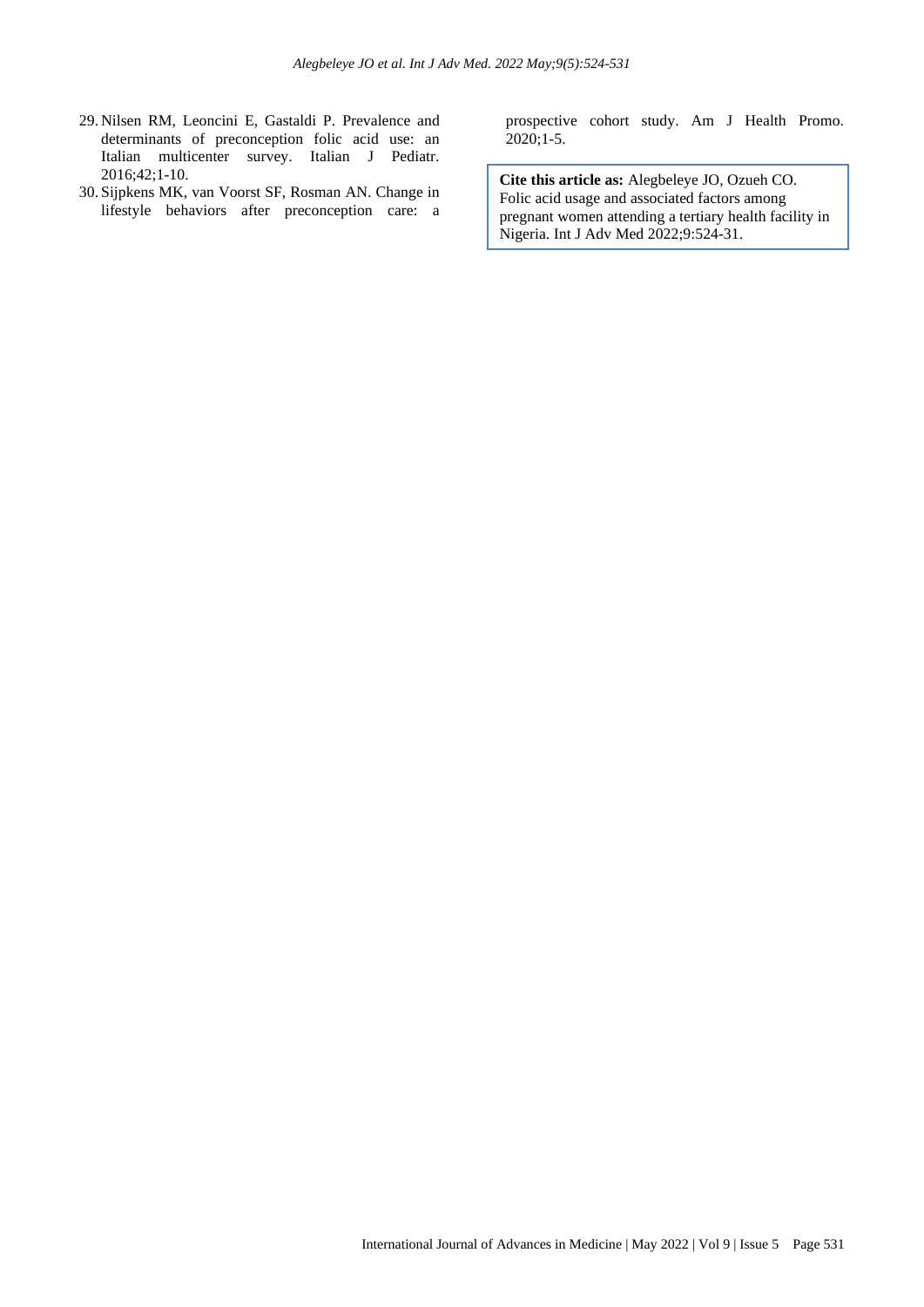29. Nilsen RM, Leoncini E, Gastaldi P. Prevalence and determinants of preconception folic acid use: an Italian multicenter survey. Italian J Pediatr. 2016;42;1-10.
30. Sijpkens MK, van Voorst SF, Rosman AN. Change in lifestyle behaviors after preconception care: a prospective cohort study. Am J Health Promo. 2020;1-5.

**Cite this article as:** Alegbeleye JO, Ozueh CO. Folic acid usage and associated factors among pregnant women attending a tertiary health facility in Nigeria. Int J Adv Med 2022;9:524-31.